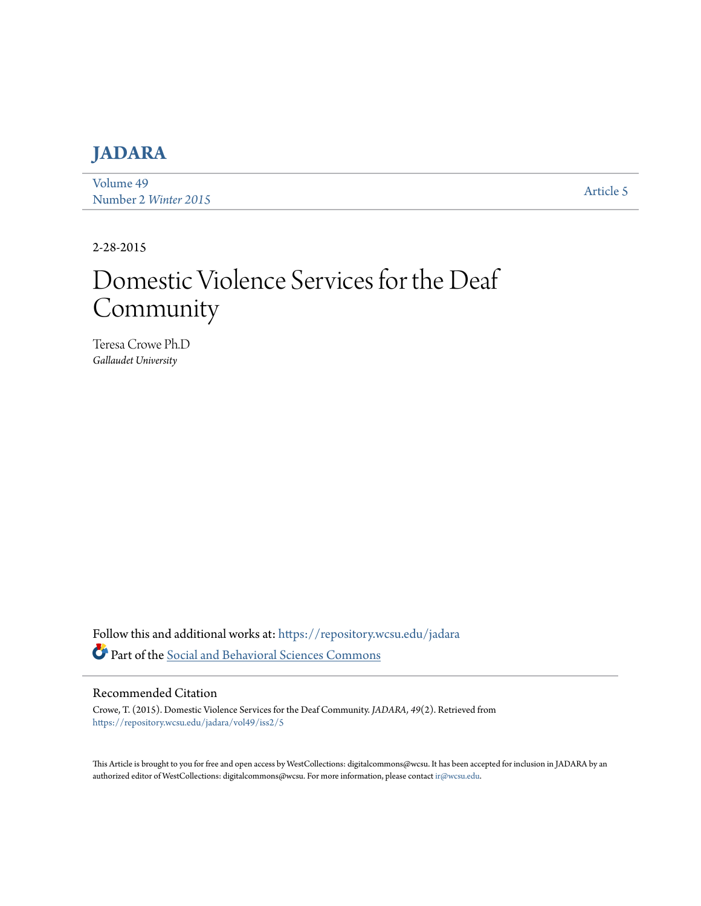# JADARA

Volume 49
Number 2 *Winter 2015*

Article 5

2-28-2015

# Domestic Violence Services for the Deaf Community

Teresa Crowe Ph.D
*Gallaudet University*

Follow this and additional works at: https://repository.wcsu.edu/jadara

Part of the Social and Behavioral Sciences Commons

## Recommended Citation

Crowe, T. (2015). Domestic Violence Services for the Deaf Community. *JADARA, 49*(2). Retrieved from https://repository.wcsu.edu/jadara/vol49/iss2/5

This Article is brought to you for free and open access by WestCollections: digitalcommons@wcsu. It has been accepted for inclusion in JADARA by an authorized editor of WestCollections: digitalcommons@wcsu. For more information, please contact ir@wcsu.edu.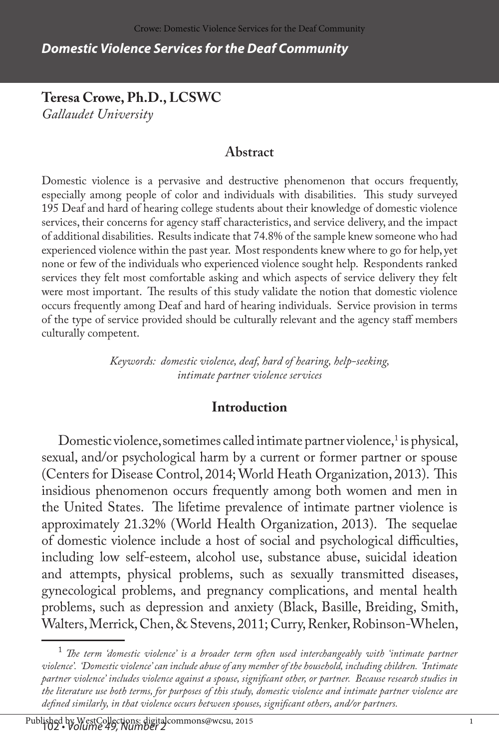# Domestic Violence Services for the Deaf Community

**Teresa Crowe, Ph.D., LCSWC**
*Gallaudet University*

## Abstract

Domestic violence is a pervasive and destructive phenomenon that occurs frequently, especially among people of color and individuals with disabilities. This study surveyed 195 Deaf and hard of hearing college students about their knowledge of domestic violence services, their concerns for agency staff characteristics, and service delivery, and the impact of additional disabilities. Results indicate that 74.8% of the sample knew someone who had experienced violence within the past year. Most respondents knew where to go for help, yet none or few of the individuals who experienced violence sought help. Respondents ranked services they felt most comfortable asking and which aspects of service delivery they felt were most important. The results of this study validate the notion that domestic violence occurs frequently among Deaf and hard of hearing individuals. Service provision in terms of the type of service provided should be culturally relevant and the agency staff members culturally competent.

*Keywords: domestic violence, deaf, hard of hearing, help-seeking, intimate partner violence services*

## Introduction

Domestic violence, sometimes called intimate partner violence,[1] is physical, sexual, and/or psychological harm by a current or former partner or spouse (Centers for Disease Control, 2014; World Heath Organization, 2013). This insidious phenomenon occurs frequently among both women and men in the United States. The lifetime prevalence of intimate partner violence is approximately 21.32% (World Health Organization, 2013). The sequelae of domestic violence include a host of social and psychological difficulties, including low self-esteem, alcohol use, substance abuse, suicidal ideation and attempts, physical problems, such as sexually transmitted diseases, gynecological problems, and pregnancy complications, and mental health problems, such as depression and anxiety (Black, Basille, Breiding, Smith, Walters, Merrick, Chen, & Stevens, 2011; Curry, Renker, Robinson-Whelen,

---

[1] *The term 'domestic violence' is a broader term often used interchangeably with 'intimate partner violence'. 'Domestic violence' can include abuse of any member of the household, including children. 'Intimate partner violence' includes violence against a spouse, significant other, or partner. Because research studies in the literature use both terms, for purposes of this study, domestic violence and intimate partner violence are defined similarly, in that violence occurs between spouses, significant others, and/or partners.*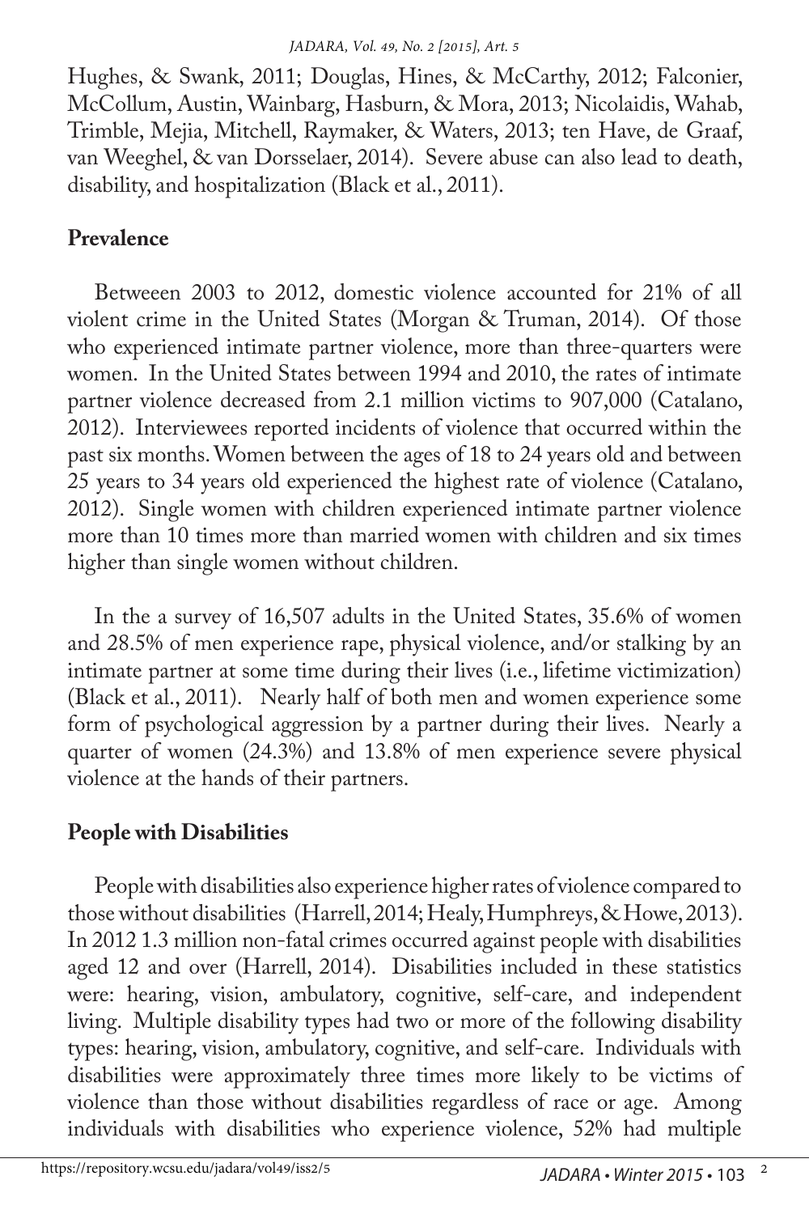Hughes, & Swank, 2011; Douglas, Hines, & McCarthy, 2012; Falconier, McCollum, Austin, Wainbarg, Hasburn, & Mora, 2013; Nicolaidis, Wahab, Trimble, Mejia, Mitchell, Raymaker, & Waters, 2013; ten Have, de Graaf, van Weeghel, & van Dorsselaer, 2014). Severe abuse can also lead to death, disability, and hospitalization (Black et al., 2011).

## Prevalence

Betweeen 2003 to 2012, domestic violence accounted for 21% of all violent crime in the United States (Morgan & Truman, 2014). Of those who experienced intimate partner violence, more than three-quarters were women. In the United States between 1994 and 2010, the rates of intimate partner violence decreased from 2.1 million victims to 907,000 (Catalano, 2012). Interviewees reported incidents of violence that occurred within the past six months. Women between the ages of 18 to 24 years old and between 25 years to 34 years old experienced the highest rate of violence (Catalano, 2012). Single women with children experienced intimate partner violence more than 10 times more than married women with children and six times higher than single women without children.

In the a survey of 16,507 adults in the United States, 35.6% of women and 28.5% of men experience rape, physical violence, and/or stalking by an intimate partner at some time during their lives (i.e., lifetime victimization) (Black et al., 2011). Nearly half of both men and women experience some form of psychological aggression by a partner during their lives. Nearly a quarter of women (24.3%) and 13.8% of men experience severe physical violence at the hands of their partners.

## People with Disabilities

People with disabilities also experience higher rates of violence compared to those without disabilities (Harrell, 2014; Healy, Humphreys, & Howe, 2013). In 2012 1.3 million non-fatal crimes occurred against people with disabilities aged 12 and over (Harrell, 2014). Disabilities included in these statistics were: hearing, vision, ambulatory, cognitive, self-care, and independent living. Multiple disability types had two or more of the following disability types: hearing, vision, ambulatory, cognitive, and self-care. Individuals with disabilities were approximately three times more likely to be victims of violence than those without disabilities regardless of race or age. Among individuals with disabilities who experience violence, 52% had multiple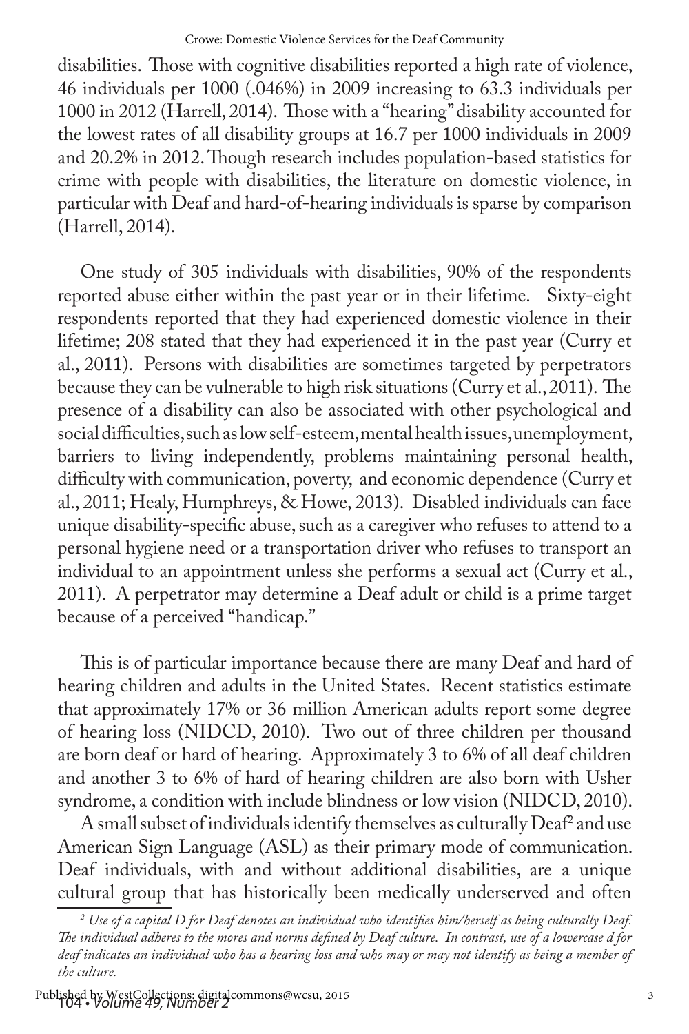disabilities. Those with cognitive disabilities reported a high rate of violence, 46 individuals per 1000 (.046%) in 2009 increasing to 63.3 individuals per 1000 in 2012 (Harrell, 2014). Those with a "hearing" disability accounted for the lowest rates of all disability groups at 16.7 per 1000 individuals in 2009 and 20.2% in 2012. Though research includes population-based statistics for crime with people with disabilities, the literature on domestic violence, in particular with Deaf and hard-of-hearing individuals is sparse by comparison (Harrell, 2014).

One study of 305 individuals with disabilities, 90% of the respondents reported abuse either within the past year or in their lifetime. Sixty-eight respondents reported that they had experienced domestic violence in their lifetime; 208 stated that they had experienced it in the past year (Curry et al., 2011). Persons with disabilities are sometimes targeted by perpetrators because they can be vulnerable to high risk situations (Curry et al., 2011). The presence of a disability can also be associated with other psychological and social difficulties, such as low self-esteem, mental health issues, unemployment, barriers to living independently, problems maintaining personal health, difficulty with communication, poverty, and economic dependence (Curry et al., 2011; Healy, Humphreys, & Howe, 2013). Disabled individuals can face unique disability-specific abuse, such as a caregiver who refuses to attend to a personal hygiene need or a transportation driver who refuses to transport an individual to an appointment unless she performs a sexual act (Curry et al., 2011). A perpetrator may determine a Deaf adult or child is a prime target because of a perceived "handicap."

This is of particular importance because there are many Deaf and hard of hearing children and adults in the United States. Recent statistics estimate that approximately 17% or 36 million American adults report some degree of hearing loss (NIDCD, 2010). Two out of three children per thousand are born deaf or hard of hearing. Approximately 3 to 6% of all deaf children and another 3 to 6% of hard of hearing children are also born with Usher syndrome, a condition with include blindness or low vision (NIDCD, 2010).

A small subset of individuals identify themselves as culturally Deaf[2] and use American Sign Language (ASL) as their primary mode of communication. Deaf individuals, with and without additional disabilities, are a unique cultural group that has historically been medically underserved and often

---

[2] *Use of a capital D for Deaf denotes an individual who identifies him/herself as being culturally Deaf. The individual adheres to the mores and norms defined by Deaf culture. In contrast, use of a lowercase d for deaf indicates an individual who has a hearing loss and who may or may not identify as being a member of the culture.*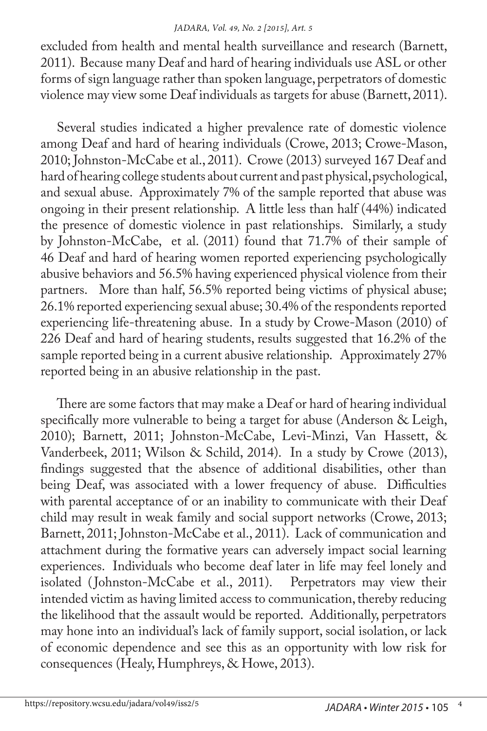excluded from health and mental health surveillance and research (Barnett, 2011). Because many Deaf and hard of hearing individuals use ASL or other forms of sign language rather than spoken language, perpetrators of domestic violence may view some Deaf individuals as targets for abuse (Barnett, 2011).

Several studies indicated a higher prevalence rate of domestic violence among Deaf and hard of hearing individuals (Crowe, 2013; Crowe-Mason, 2010; Johnston-McCabe et al., 2011). Crowe (2013) surveyed 167 Deaf and hard of hearing college students about current and past physical, psychological, and sexual abuse. Approximately 7% of the sample reported that abuse was ongoing in their present relationship. A little less than half (44%) indicated the presence of domestic violence in past relationships. Similarly, a study by Johnston-McCabe, et al. (2011) found that 71.7% of their sample of 46 Deaf and hard of hearing women reported experiencing psychologically abusive behaviors and 56.5% having experienced physical violence from their partners. More than half, 56.5% reported being victims of physical abuse; 26.1% reported experiencing sexual abuse; 30.4% of the respondents reported experiencing life-threatening abuse. In a study by Crowe-Mason (2010) of 226 Deaf and hard of hearing students, results suggested that 16.2% of the sample reported being in a current abusive relationship. Approximately 27% reported being in an abusive relationship in the past.

There are some factors that may make a Deaf or hard of hearing individual specifically more vulnerable to being a target for abuse (Anderson & Leigh, 2010); Barnett, 2011; Johnston-McCabe, Levi-Minzi, Van Hassett, & Vanderbeek, 2011; Wilson & Schild, 2014). In a study by Crowe (2013), findings suggested that the absence of additional disabilities, other than being Deaf, was associated with a lower frequency of abuse. Difficulties with parental acceptance of or an inability to communicate with their Deaf child may result in weak family and social support networks (Crowe, 2013; Barnett, 2011; Johnston-McCabe et al., 2011). Lack of communication and attachment during the formative years can adversely impact social learning experiences. Individuals who become deaf later in life may feel lonely and isolated (Johnston-McCabe et al., 2011). Perpetrators may view their intended victim as having limited access to communication, thereby reducing the likelihood that the assault would be reported. Additionally, perpetrators may hone into an individual's lack of family support, social isolation, or lack of economic dependence and see this as an opportunity with low risk for consequences (Healy, Humphreys, & Howe, 2013).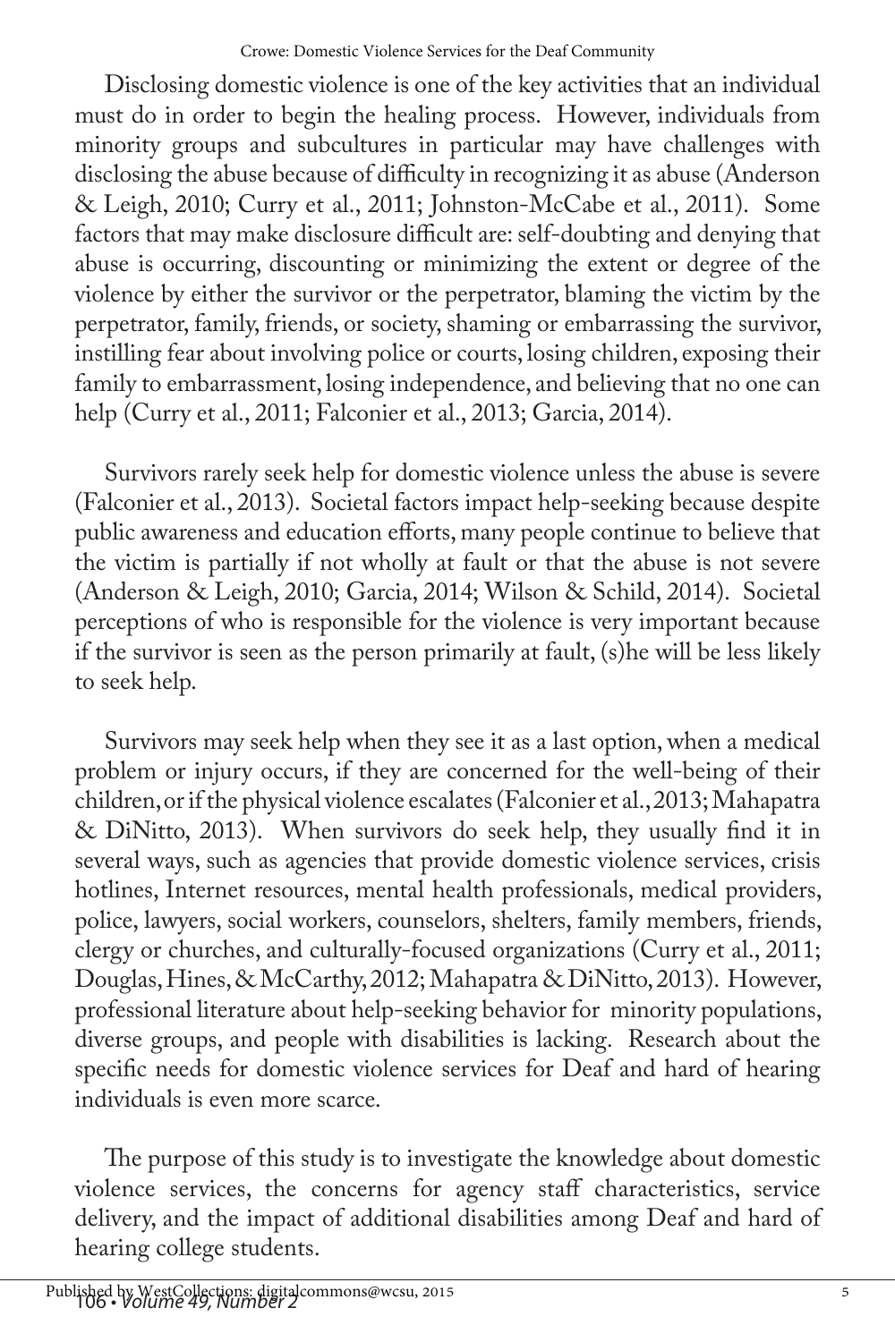Disclosing domestic violence is one of the key activities that an individual must do in order to begin the healing process. However, individuals from minority groups and subcultures in particular may have challenges with disclosing the abuse because of difficulty in recognizing it as abuse (Anderson & Leigh, 2010; Curry et al., 2011; Johnston-McCabe et al., 2011). Some factors that may make disclosure difficult are: self-doubting and denying that abuse is occurring, discounting or minimizing the extent or degree of the violence by either the survivor or the perpetrator, blaming the victim by the perpetrator, family, friends, or society, shaming or embarrassing the survivor, instilling fear about involving police or courts, losing children, exposing their family to embarrassment, losing independence, and believing that no one can help (Curry et al., 2011; Falconier et al., 2013; Garcia, 2014).

Survivors rarely seek help for domestic violence unless the abuse is severe (Falconier et al., 2013). Societal factors impact help-seeking because despite public awareness and education efforts, many people continue to believe that the victim is partially if not wholly at fault or that the abuse is not severe (Anderson & Leigh, 2010; Garcia, 2014; Wilson & Schild, 2014). Societal perceptions of who is responsible for the violence is very important because if the survivor is seen as the person primarily at fault, (s)he will be less likely to seek help.

Survivors may seek help when they see it as a last option, when a medical problem or injury occurs, if they are concerned for the well-being of their children, or if the physical violence escalates (Falconier et al., 2013; Mahapatra & DiNitto, 2013). When survivors do seek help, they usually find it in several ways, such as agencies that provide domestic violence services, crisis hotlines, Internet resources, mental health professionals, medical providers, police, lawyers, social workers, counselors, shelters, family members, friends, clergy or churches, and culturally-focused organizations (Curry et al., 2011; Douglas, Hines, & McCarthy, 2012; Mahapatra & DiNitto, 2013). However, professional literature about help-seeking behavior for minority populations, diverse groups, and people with disabilities is lacking. Research about the specific needs for domestic violence services for Deaf and hard of hearing individuals is even more scarce.

The purpose of this study is to investigate the knowledge about domestic violence services, the concerns for agency staff characteristics, service delivery, and the impact of additional disabilities among Deaf and hard of hearing college students.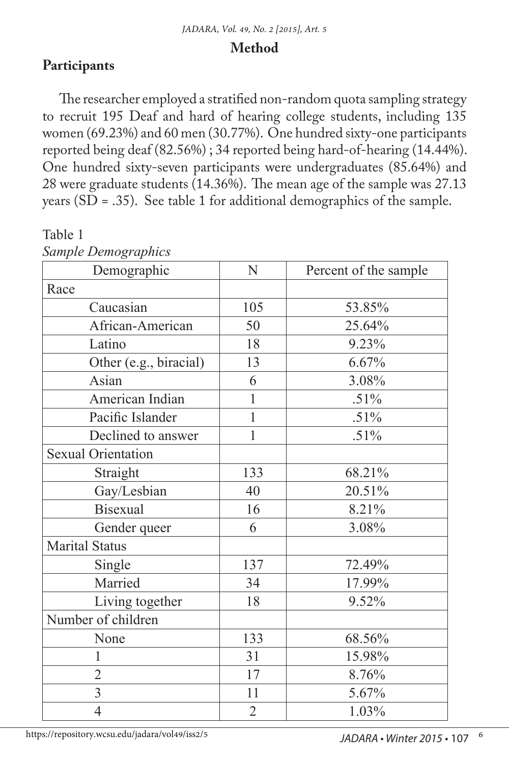## Method

### Participants

The researcher employed a stratified non-random quota sampling strategy to recruit 195 Deaf and hard of hearing college students, including 135 women (69.23%) and 60 men (30.77%). One hundred sixty-one participants reported being deaf (82.56%) ; 34 reported being hard-of-hearing (14.44%). One hundred sixty-seven participants were undergraduates (85.64%) and 28 were graduate students (14.36%). The mean age of the sample was 27.13 years (SD = .35). See table 1 for additional demographics of the sample.

Table 1
*Sample Demographics*

| Demographic | N | Percent of the sample |
|---|---|---|
| Race | | |
| Caucasian | 105 | 53.85% |
| African-American | 50 | 25.64% |
| Latino | 18 | 9.23% |
| Other (e.g., biracial) | 13 | 6.67% |
| Asian | 6 | 3.08% |
| American Indian | 1 | .51% |
| Pacific Islander | 1 | .51% |
| Declined to answer | 1 | .51% |
| Sexual Orientation | | |
| Straight | 133 | 68.21% |
| Gay/Lesbian | 40 | 20.51% |
| Bisexual | 16 | 8.21% |
| Gender queer | 6 | 3.08% |
| Marital Status | | |
| Single | 137 | 72.49% |
| Married | 34 | 17.99% |
| Living together | 18 | 9.52% |
| Number of children | | |
| None | 133 | 68.56% |
| 1 | 31 | 15.98% |
| 2 | 17 | 8.76% |
| 3 | 11 | 5.67% |
| 4 | 2 | 1.03% |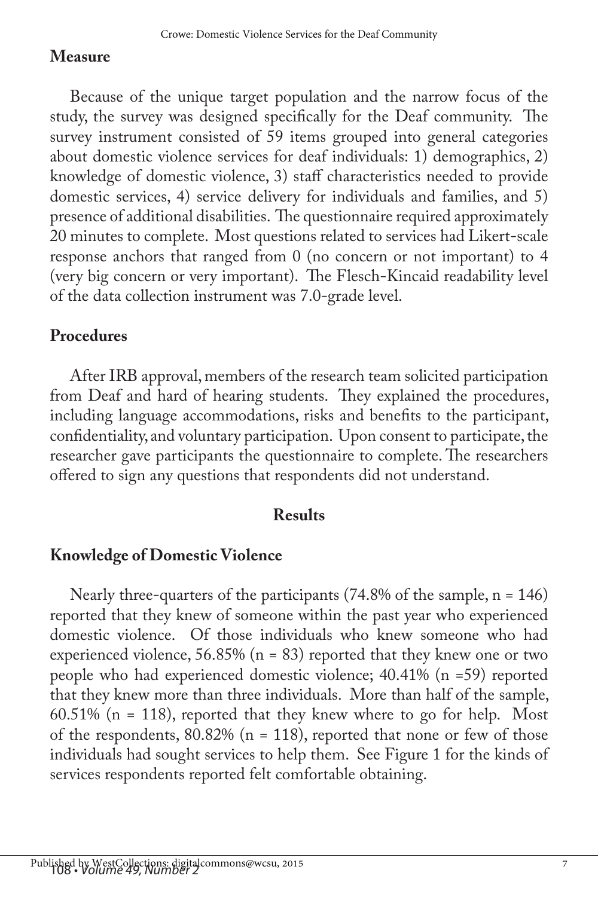## Measure

Because of the unique target population and the narrow focus of the study, the survey was designed specifically for the Deaf community. The survey instrument consisted of 59 items grouped into general categories about domestic violence services for deaf individuals: 1) demographics, 2) knowledge of domestic violence, 3) staff characteristics needed to provide domestic services, 4) service delivery for individuals and families, and 5) presence of additional disabilities. The questionnaire required approximately 20 minutes to complete. Most questions related to services had Likert-scale response anchors that ranged from 0 (no concern or not important) to 4 (very big concern or very important). The Flesch-Kincaid readability level of the data collection instrument was 7.0-grade level.

## Procedures

After IRB approval, members of the research team solicited participation from Deaf and hard of hearing students. They explained the procedures, including language accommodations, risks and benefits to the participant, confidentiality, and voluntary participation. Upon consent to participate, the researcher gave participants the questionnaire to complete. The researchers offered to sign any questions that respondents did not understand.

# Results

## Knowledge of Domestic Violence

Nearly three-quarters of the participants (74.8% of the sample, n = 146) reported that they knew of someone within the past year who experienced domestic violence. Of those individuals who knew someone who had experienced violence, 56.85% (n = 83) reported that they knew one or two people who had experienced domestic violence; 40.41% (n =59) reported that they knew more than three individuals. More than half of the sample, 60.51% (n = 118), reported that they knew where to go for help. Most of the respondents, 80.82% (n = 118), reported that none or few of those individuals had sought services to help them. See Figure 1 for the kinds of services respondents reported felt comfortable obtaining.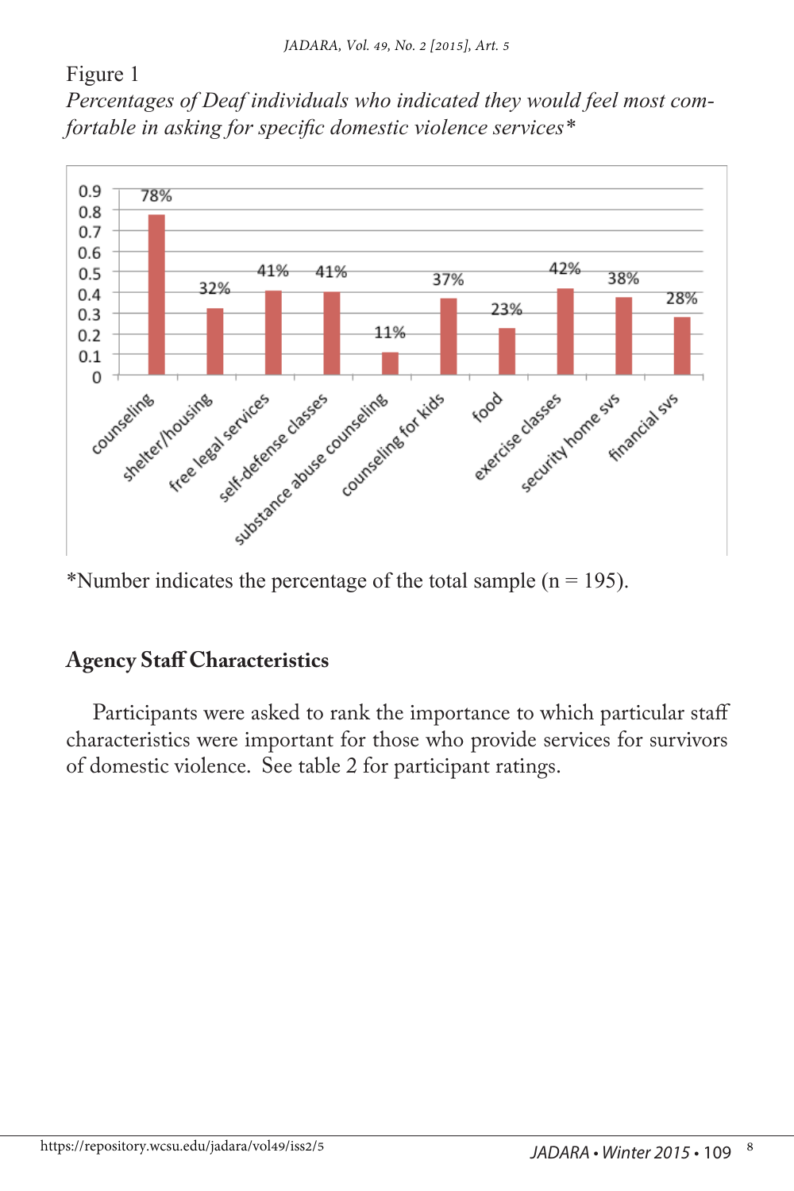Figure 1

*Percentages of Deaf individuals who indicated they would feel most comfortable in asking for specific domestic violence services**

| Service | Percentage |
|---|---|
| counseling | 78% |
| shelter/housing | 32% |
| free legal services | 41% |
| self-defense classes | 41% |
| substance abuse counseling | 11% |
| counseling for kids | 37% |
| food | 23% |
| exercise classes | 42% |
| security home svs | 38% |
| financial svs | 28% |

*Number indicates the percentage of the total sample (n = 195).

## Agency Staff Characteristics

Participants were asked to rank the importance to which particular staff characteristics were important for those who provide services for survivors of domestic violence. See table 2 for participant ratings.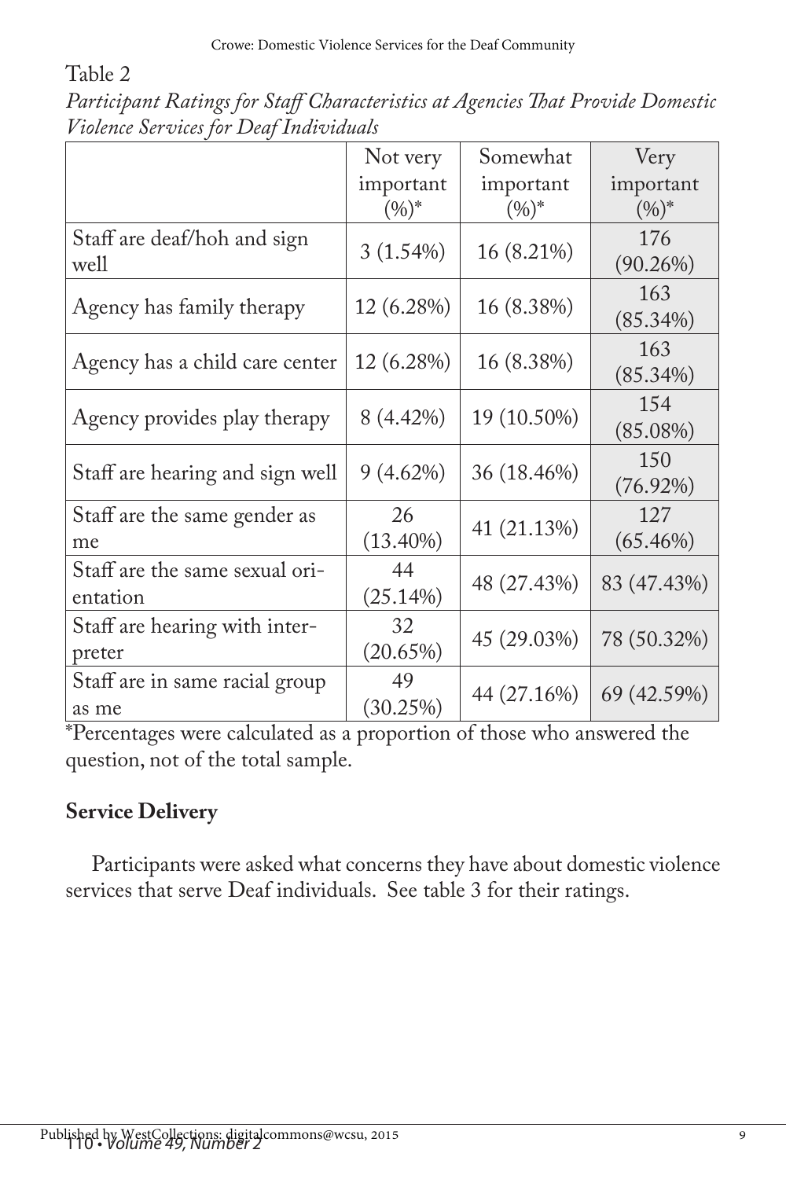Table 2

*Participant Ratings for Staff Characteristics at Agencies That Provide Domestic Violence Services for Deaf Individuals*

| | Not very important (%)* | Somewhat important (%)* | Very important (%)* |
|---|---|---|---|
| Staff are deaf/hoh and sign well | 3 (1.54%) | 16 (8.21%) | 176 (90.26%) |
| Agency has family therapy | 12 (6.28%) | 16 (8.38%) | 163 (85.34%) |
| Agency has a child care center | 12 (6.28%) | 16 (8.38%) | 163 (85.34%) |
| Agency provides play therapy | 8 (4.42%) | 19 (10.50%) | 154 (85.08%) |
| Staff are hearing and sign well | 9 (4.62%) | 36 (18.46%) | 150 (76.92%) |
| Staff are the same gender as me | 26 (13.40%) | 41 (21.13%) | 127 (65.46%) |
| Staff are the same sexual orientation | 44 (25.14%) | 48 (27.43%) | 83 (47.43%) |
| Staff are hearing with interpreter | 32 (20.65%) | 45 (29.03%) | 78 (50.32%) |
| Staff are in same racial group as me | 49 (30.25%) | 44 (27.16%) | 69 (42.59%) |

*Percentages were calculated as a proportion of those who answered the question, not of the total sample.

**Service Delivery**

Participants were asked what concerns they have about domestic violence services that serve Deaf individuals. See table 3 for their ratings.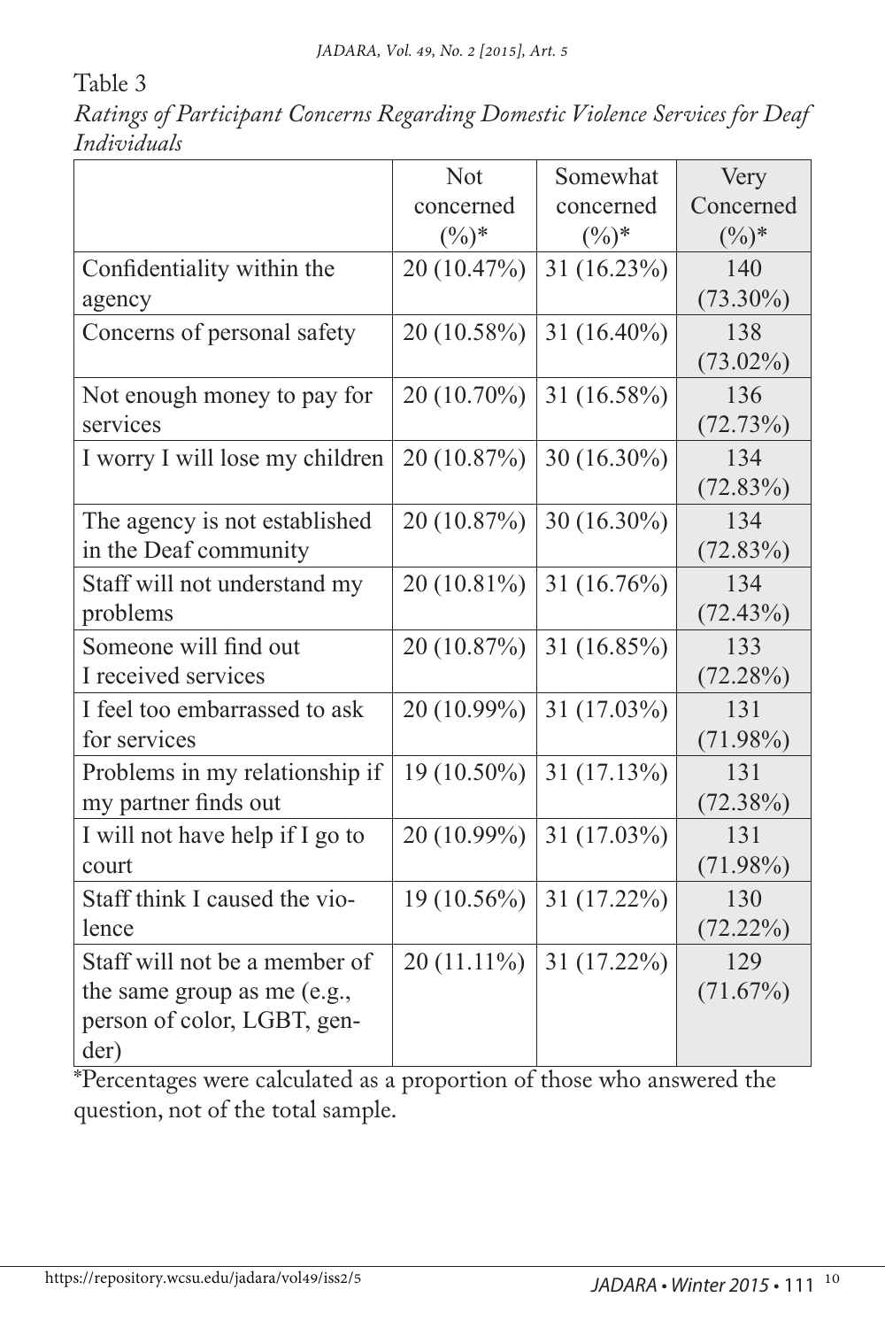Table 3

*Ratings of Participant Concerns Regarding Domestic Violence Services for Deaf Individuals*

| | Not concerned (%)* | Somewhat concerned (%)* | Very Concerned (%)* |
|---|---|---|---|
| Confidentiality within the agency | 20 (10.47%) | 31 (16.23%) | 140 (73.30%) |
| Concerns of personal safety | 20 (10.58%) | 31 (16.40%) | 138 (73.02%) |
| Not enough money to pay for services | 20 (10.70%) | 31 (16.58%) | 136 (72.73%) |
| I worry I will lose my children | 20 (10.87%) | 30 (16.30%) | 134 (72.83%) |
| The agency is not established in the Deaf community | 20 (10.87%) | 30 (16.30%) | 134 (72.83%) |
| Staff will not understand my problems | 20 (10.81%) | 31 (16.76%) | 134 (72.43%) |
| Someone will find out I received services | 20 (10.87%) | 31 (16.85%) | 133 (72.28%) |
| I feel too embarrassed to ask for services | 20 (10.99%) | 31 (17.03%) | 131 (71.98%) |
| Problems in my relationship if my partner finds out | 19 (10.50%) | 31 (17.13%) | 131 (72.38%) |
| I will not have help if I go to court | 20 (10.99%) | 31 (17.03%) | 131 (71.98%) |
| Staff think I caused the violence | 19 (10.56%) | 31 (17.22%) | 130 (72.22%) |
| Staff will not be a member of the same group as me (e.g., person of color, LGBT, gender) | 20 (11.11%) | 31 (17.22%) | 129 (71.67%) |

*Percentages were calculated as a proportion of those who answered the question, not of the total sample.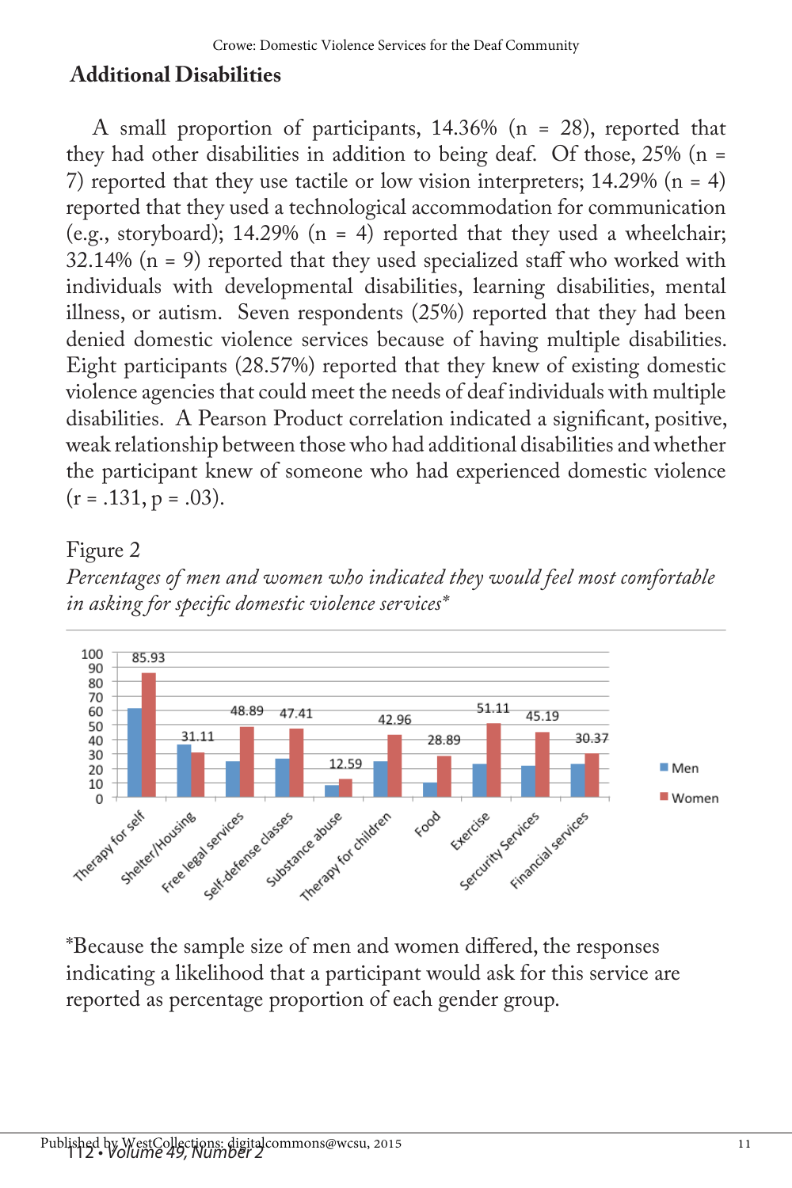## Additional Disabilities

A small proportion of participants, 14.36% (n = 28), reported that they had other disabilities in addition to being deaf. Of those, 25% (n = 7) reported that they use tactile or low vision interpreters; 14.29% (n = 4) reported that they used a technological accommodation for communication (e.g., storyboard); 14.29% (n = 4) reported that they used a wheelchair; 32.14% (n = 9) reported that they used specialized staff who worked with individuals with developmental disabilities, learning disabilities, mental illness, or autism. Seven respondents (25%) reported that they had been denied domestic violence services because of having multiple disabilities. Eight participants (28.57%) reported that they knew of existing domestic violence agencies that could meet the needs of deaf individuals with multiple disabilities. A Pearson Product correlation indicated a significant, positive, weak relationship between those who had additional disabilities and whether the participant knew of someone who had experienced domestic violence ($r = .131, p = .03$).

Figure 2

*Percentages of men and women who indicated they would feel most comfortable in asking for specific domestic violence services**

| Service | Women (%) |
|---|---|
| Therapy for self | 85.93 |
| Shelter/Housing | 31.11 |
| Free legal services | 48.89 |
| Self-defense classes | 47.41 |
| Substance abuse | 12.59 |
| Therapy for children | 42.96 |
| Food | 28.89 |
| Exercise | 51.11 |
| Sercurity Services | 45.19 |
| Financial services | 30.37 |

*Because the sample size of men and women differed, the responses indicating a likelihood that a participant would ask for this service are reported as percentage proportion of each gender group.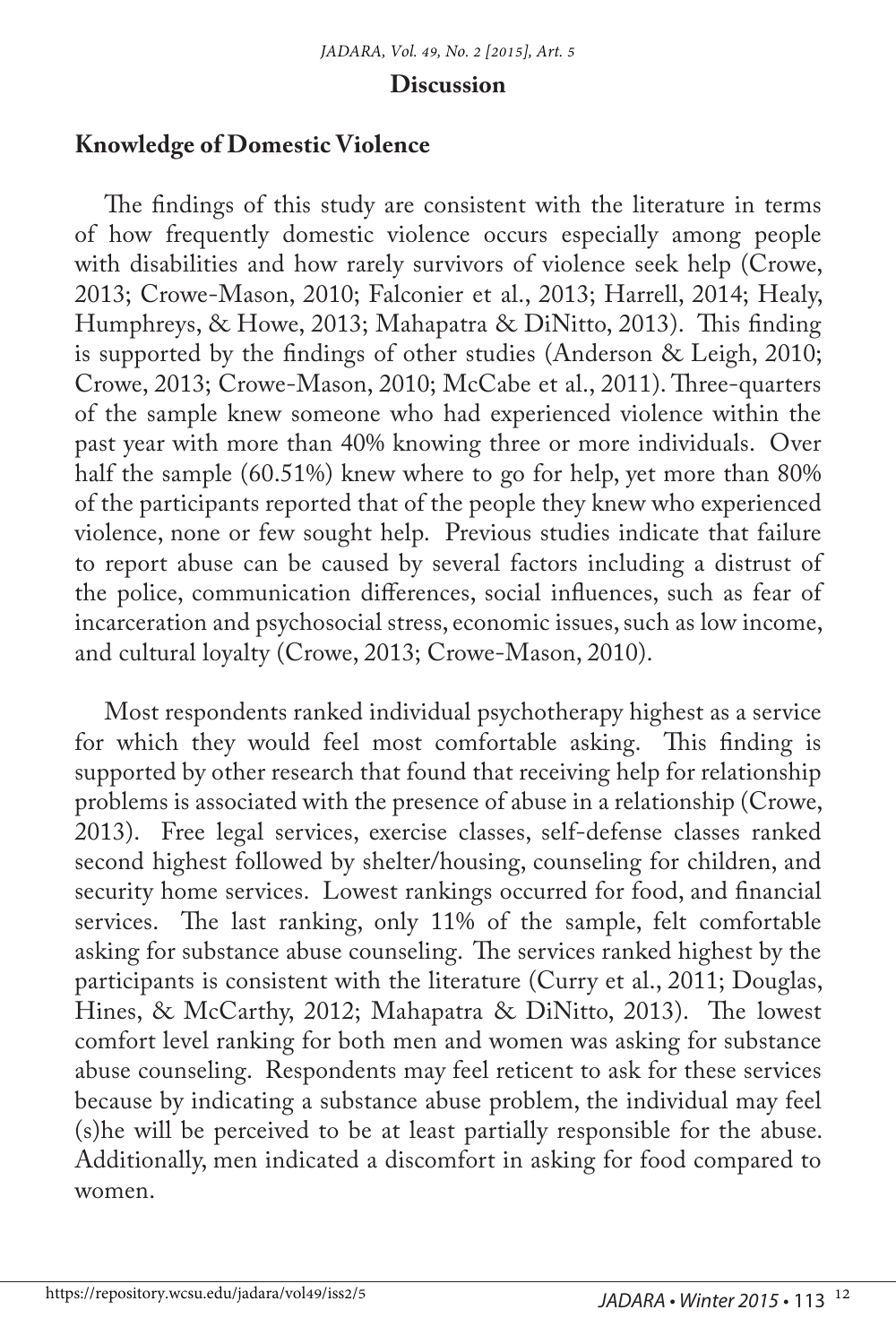## Discussion

### Knowledge of Domestic Violence

The findings of this study are consistent with the literature in terms of how frequently domestic violence occurs especially among people with disabilities and how rarely survivors of violence seek help (Crowe, 2013; Crowe-Mason, 2010; Falconier et al., 2013; Harrell, 2014; Healy, Humphreys, & Howe, 2013; Mahapatra & DiNitto, 2013). This finding is supported by the findings of other studies (Anderson & Leigh, 2010; Crowe, 2013; Crowe-Mason, 2010; McCabe et al., 2011). Three-quarters of the sample knew someone who had experienced violence within the past year with more than 40% knowing three or more individuals. Over half the sample (60.51%) knew where to go for help, yet more than 80% of the participants reported that of the people they knew who experienced violence, none or few sought help. Previous studies indicate that failure to report abuse can be caused by several factors including a distrust of the police, communication differences, social influences, such as fear of incarceration and psychosocial stress, economic issues, such as low income, and cultural loyalty (Crowe, 2013; Crowe-Mason, 2010).

Most respondents ranked individual psychotherapy highest as a service for which they would feel most comfortable asking. This finding is supported by other research that found that receiving help for relationship problems is associated with the presence of abuse in a relationship (Crowe, 2013). Free legal services, exercise classes, self-defense classes ranked second highest followed by shelter/housing, counseling for children, and security home services. Lowest rankings occurred for food, and financial services. The last ranking, only 11% of the sample, felt comfortable asking for substance abuse counseling. The services ranked highest by the participants is consistent with the literature (Curry et al., 2011; Douglas, Hines, & McCarthy, 2012; Mahapatra & DiNitto, 2013). The lowest comfort level ranking for both men and women was asking for substance abuse counseling. Respondents may feel reticent to ask for these services because by indicating a substance abuse problem, the individual may feel (s)he will be perceived to be at least partially responsible for the abuse. Additionally, men indicated a discomfort in asking for food compared to women.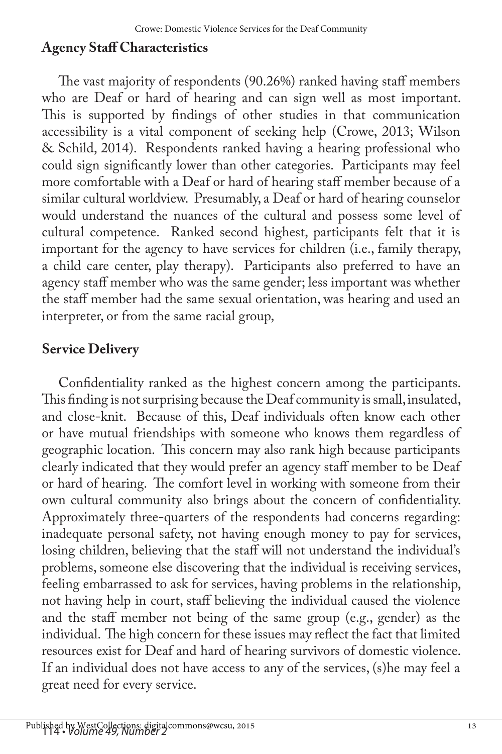## Agency Staff Characteristics

The vast majority of respondents (90.26%) ranked having staff members who are Deaf or hard of hearing and can sign well as most important. This is supported by findings of other studies in that communication accessibility is a vital component of seeking help (Crowe, 2013; Wilson & Schild, 2014). Respondents ranked having a hearing professional who could sign significantly lower than other categories. Participants may feel more comfortable with a Deaf or hard of hearing staff member because of a similar cultural worldview. Presumably, a Deaf or hard of hearing counselor would understand the nuances of the cultural and possess some level of cultural competence. Ranked second highest, participants felt that it is important for the agency to have services for children (i.e., family therapy, a child care center, play therapy). Participants also preferred to have an agency staff member who was the same gender; less important was whether the staff member had the same sexual orientation, was hearing and used an interpreter, or from the same racial group,

## Service Delivery

Confidentiality ranked as the highest concern among the participants. This finding is not surprising because the Deaf community is small, insulated, and close-knit. Because of this, Deaf individuals often know each other or have mutual friendships with someone who knows them regardless of geographic location. This concern may also rank high because participants clearly indicated that they would prefer an agency staff member to be Deaf or hard of hearing. The comfort level in working with someone from their own cultural community also brings about the concern of confidentiality. Approximately three-quarters of the respondents had concerns regarding: inadequate personal safety, not having enough money to pay for services, losing children, believing that the staff will not understand the individual's problems, someone else discovering that the individual is receiving services, feeling embarrassed to ask for services, having problems in the relationship, not having help in court, staff believing the individual caused the violence and the staff member not being of the same group (e.g., gender) as the individual. The high concern for these issues may reflect the fact that limited resources exist for Deaf and hard of hearing survivors of domestic violence. If an individual does not have access to any of the services, (s)he may feel a great need for every service.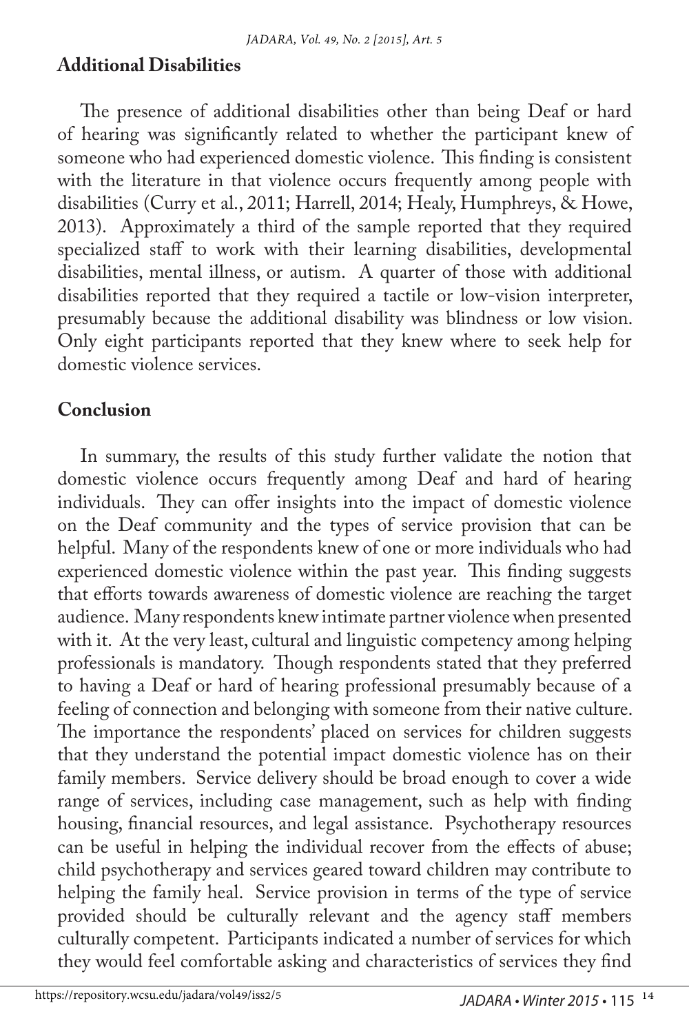## Additional Disabilities

The presence of additional disabilities other than being Deaf or hard of hearing was significantly related to whether the participant knew of someone who had experienced domestic violence. This finding is consistent with the literature in that violence occurs frequently among people with disabilities (Curry et al., 2011; Harrell, 2014; Healy, Humphreys, & Howe, 2013). Approximately a third of the sample reported that they required specialized staff to work with their learning disabilities, developmental disabilities, mental illness, or autism. A quarter of those with additional disabilities reported that they required a tactile or low-vision interpreter, presumably because the additional disability was blindness or low vision. Only eight participants reported that they knew where to seek help for domestic violence services.

## Conclusion

In summary, the results of this study further validate the notion that domestic violence occurs frequently among Deaf and hard of hearing individuals. They can offer insights into the impact of domestic violence on the Deaf community and the types of service provision that can be helpful. Many of the respondents knew of one or more individuals who had experienced domestic violence within the past year. This finding suggests that efforts towards awareness of domestic violence are reaching the target audience. Many respondents knew intimate partner violence when presented with it. At the very least, cultural and linguistic competency among helping professionals is mandatory. Though respondents stated that they preferred to having a Deaf or hard of hearing professional presumably because of a feeling of connection and belonging with someone from their native culture. The importance the respondents' placed on services for children suggests that they understand the potential impact domestic violence has on their family members. Service delivery should be broad enough to cover a wide range of services, including case management, such as help with finding housing, financial resources, and legal assistance. Psychotherapy resources can be useful in helping the individual recover from the effects of abuse; child psychotherapy and services geared toward children may contribute to helping the family heal. Service provision in terms of the type of service provided should be culturally relevant and the agency staff members culturally competent. Participants indicated a number of services for which they would feel comfortable asking and characteristics of services they find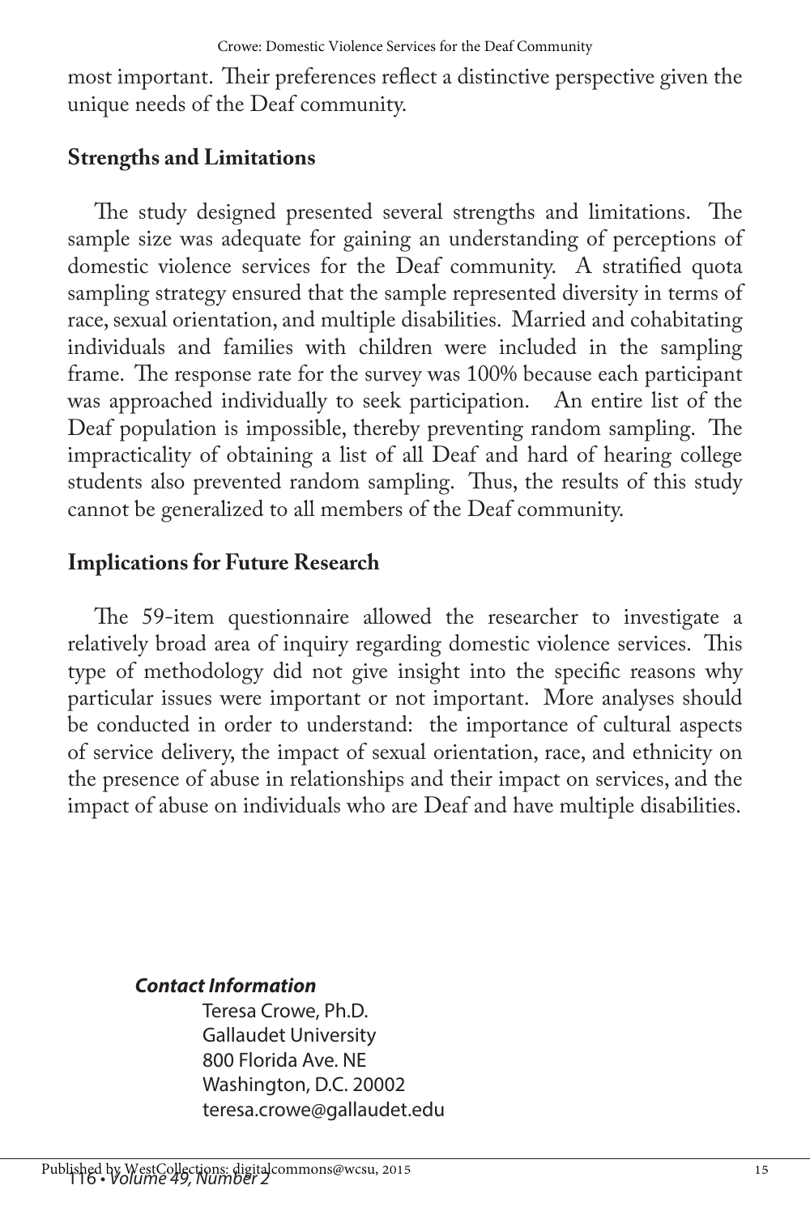most important. Their preferences reflect a distinctive perspective given the unique needs of the Deaf community.

## Strengths and Limitations

The study designed presented several strengths and limitations. The sample size was adequate for gaining an understanding of perceptions of domestic violence services for the Deaf community. A stratified quota sampling strategy ensured that the sample represented diversity in terms of race, sexual orientation, and multiple disabilities. Married and cohabitating individuals and families with children were included in the sampling frame. The response rate for the survey was 100% because each participant was approached individually to seek participation. An entire list of the Deaf population is impossible, thereby preventing random sampling. The impracticality of obtaining a list of all Deaf and hard of hearing college students also prevented random sampling. Thus, the results of this study cannot be generalized to all members of the Deaf community.

## Implications for Future Research

The 59-item questionnaire allowed the researcher to investigate a relatively broad area of inquiry regarding domestic violence services. This type of methodology did not give insight into the specific reasons why particular issues were important or not important. More analyses should be conducted in order to understand: the importance of cultural aspects of service delivery, the impact of sexual orientation, race, and ethnicity on the presence of abuse in relationships and their impact on services, and the impact of abuse on individuals who are Deaf and have multiple disabilities.

***Contact Information***

Teresa Crowe, Ph.D.
Gallaudet University
800 Florida Ave. NE
Washington, D.C. 20002
teresa.crowe@gallaudet.edu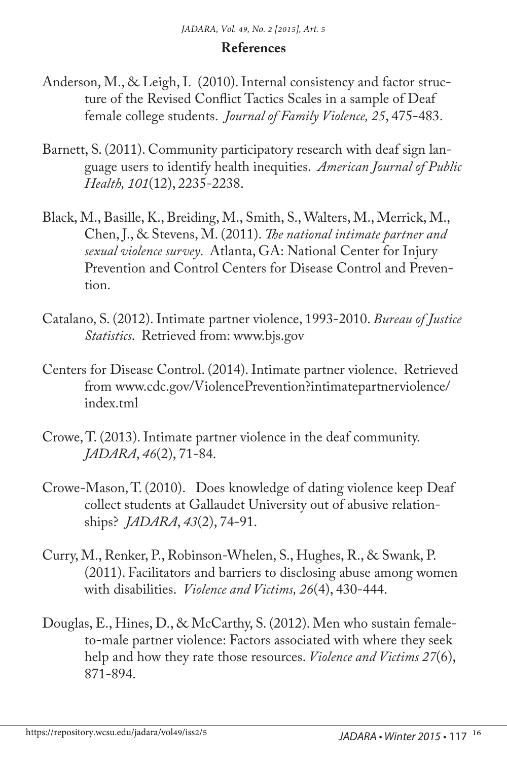## References

Anderson, M., & Leigh, I. (2010). Internal consistency and factor structure of the Revised Conflict Tactics Scales in a sample of Deaf female college students. *Journal of Family Violence, 25*, 475-483.

Barnett, S. (2011). Community participatory research with deaf sign language users to identify health inequities. *American Journal of Public Health, 101*(12), 2235-2238.

Black, M., Basille, K., Breiding, M., Smith, S., Walters, M., Merrick, M., Chen, J., & Stevens, M. (2011). *The national intimate partner and sexual violence survey*. Atlanta, GA: National Center for Injury Prevention and Control Centers for Disease Control and Prevention.

Catalano, S. (2012). Intimate partner violence, 1993-2010. *Bureau of Justice Statistics*. Retrieved from: www.bjs.gov

Centers for Disease Control. (2014). Intimate partner violence. Retrieved from www.cdc.gov/ViolencePrevention?intimatepartnerviolence/index.tml

Crowe, T. (2013). Intimate partner violence in the deaf community. *JADARA*, *46*(2), 71-84.

Crowe-Mason, T. (2010). Does knowledge of dating violence keep Deaf collect students at Gallaudet University out of abusive relationships? *JADARA*, *43*(2), 74-91.

Curry, M., Renker, P., Robinson-Whelen, S., Hughes, R., & Swank, P. (2011). Facilitators and barriers to disclosing abuse among women with disabilities. *Violence and Victims, 26*(4), 430-444.

Douglas, E., Hines, D., & McCarthy, S. (2012). Men who sustain female-to-male partner violence: Factors associated with where they seek help and how they rate those resources. *Violence and Victims 27*(6), 871-894.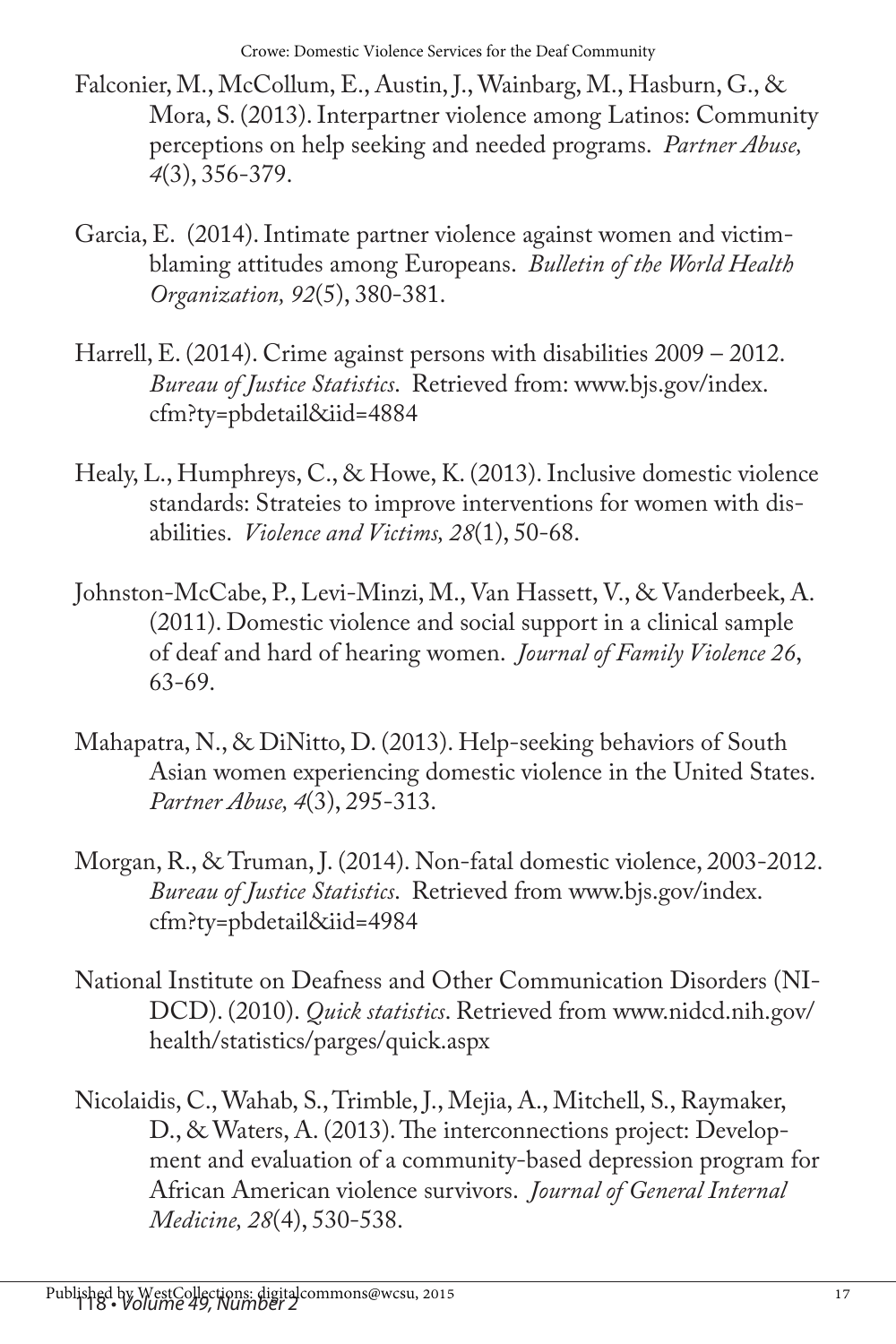Falconier, M., McCollum, E., Austin, J., Wainbarg, M., Hasburn, G., & Mora, S. (2013). Interpartner violence among Latinos: Community perceptions on help seeking and needed programs. *Partner Abuse, 4*(3), 356-379.

Garcia, E. (2014). Intimate partner violence against women and victim-blaming attitudes among Europeans. *Bulletin of the World Health Organization, 92*(5), 380-381.

Harrell, E. (2014). Crime against persons with disabilities 2009 – 2012. *Bureau of Justice Statistics*. Retrieved from: www.bjs.gov/index.cfm?ty=pbdetail&iid=4884

Healy, L., Humphreys, C., & Howe, K. (2013). Inclusive domestic violence standards: Strateies to improve interventions for women with disabilities. *Violence and Victims, 28*(1), 50-68.

Johnston-McCabe, P., Levi-Minzi, M., Van Hassett, V., & Vanderbeek, A. (2011). Domestic violence and social support in a clinical sample of deaf and hard of hearing women. *Journal of Family Violence 26*, 63-69.

Mahapatra, N., & DiNitto, D. (2013). Help-seeking behaviors of South Asian women experiencing domestic violence in the United States. *Partner Abuse, 4*(3), 295-313.

Morgan, R., & Truman, J. (2014). Non-fatal domestic violence, 2003-2012. *Bureau of Justice Statistics*. Retrieved from www.bjs.gov/index.cfm?ty=pbdetail&iid=4984

National Institute on Deafness and Other Communication Disorders (NIDCD). (2010). *Quick statistics*. Retrieved from www.nidcd.nih.gov/health/statistics/parges/quick.aspx

Nicolaidis, C., Wahab, S., Trimble, J., Mejia, A., Mitchell, S., Raymaker, D., & Waters, A. (2013). The interconnections project: Development and evaluation of a community-based depression program for African American violence survivors. *Journal of General Internal Medicine, 28*(4), 530-538.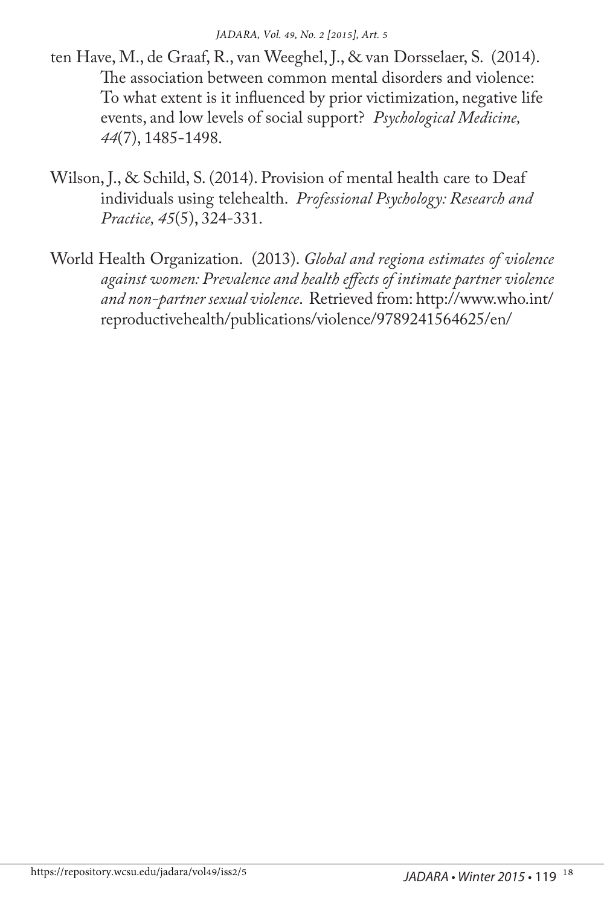ten Have, M., de Graaf, R., van Weeghel, J., & van Dorsselaer, S. (2014). The association between common mental disorders and violence: To what extent is it influenced by prior victimization, negative life events, and low levels of social support? *Psychological Medicine, 44*(7), 1485-1498.

Wilson, J., & Schild, S. (2014). Provision of mental health care to Deaf individuals using telehealth. *Professional Psychology: Research and Practice, 45*(5), 324-331.

World Health Organization. (2013). *Global and regiona estimates of violence against women: Prevalence and health effects of intimate partner violence and non-partner sexual violence*. Retrieved from: http://www.who.int/reproductivehealth/publications/violence/9789241564625/en/